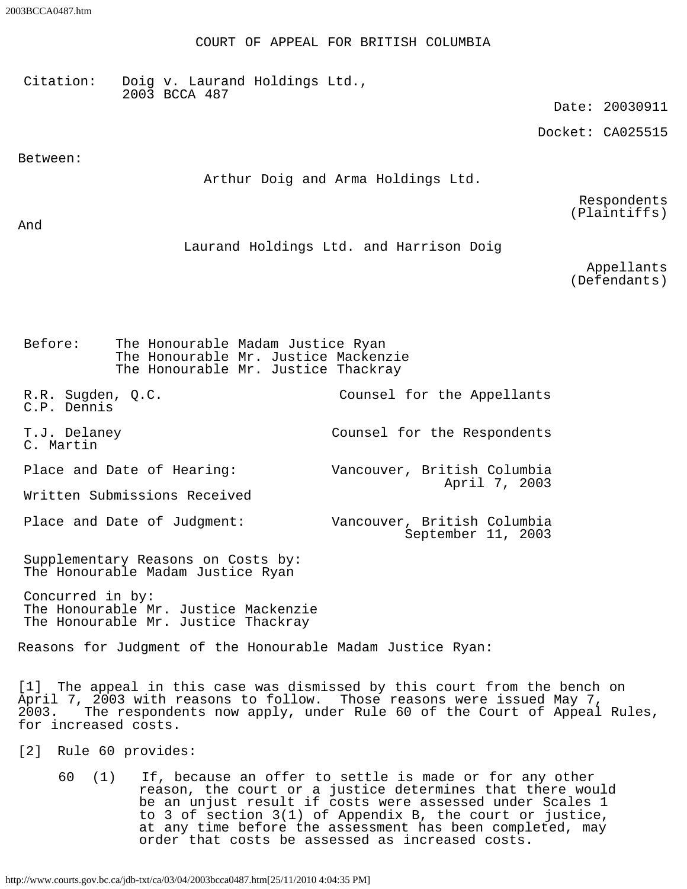# COURT OF APPEAL FOR BRITISH COLUMBIA

Citation: Doig v. Laurand Holdings Ltd., 2003 BCCA 487

Date: 20030911

Docket: CA025515

Between:

**Arthur Doig and Arma Holdings Ltd.**

Respondents (Plaintiffs)

And

**Laurand Holdings Ltd. and Harrison Doig**

Appellants (Defendants)

Before: The Honourable Madam Justice Ryan
The Honourable Mr. Justice Mackenzie
The Honourable Mr. Justice Thackray

| | |
|---|---|
| R.R. Sugden, Q.C.<br>C.P. Dennis | Counsel for the Appellants |
| T.J. Delaney<br>C. Martin | Counsel for the Respondents |
| Place and Date of Hearing: | Vancouver, British Columbia<br>April 7, 2003 |
| Written Submissions Received | |
| Place and Date of Judgment: | Vancouver, British Columbia<br>September 11, 2003 |

Supplementary Reasons on Costs by:
The Honourable Madam Justice Ryan

Concurred in by:
The Honourable Mr. Justice Mackenzie
The Honourable Mr. Justice Thackray

Reasons for Judgment of the Honourable Madam Justice Ryan:

[1] The appeal in this case was dismissed by this court from the bench on April 7, 2003 with reasons to follow. Those reasons were issued May 7, 2003. The respondents now apply, under Rule 60 of the Court of Appeal Rules, for increased costs.

[2] Rule 60 provides:

> 60 (1) If, because an offer to settle is made or for any other reason, the court or a justice determines that there would be an unjust result if costs were assessed under Scales 1 to 3 of section 3(1) of Appendix B, the court or justice, at any time before the assessment has been completed, may order that costs be assessed as increased costs.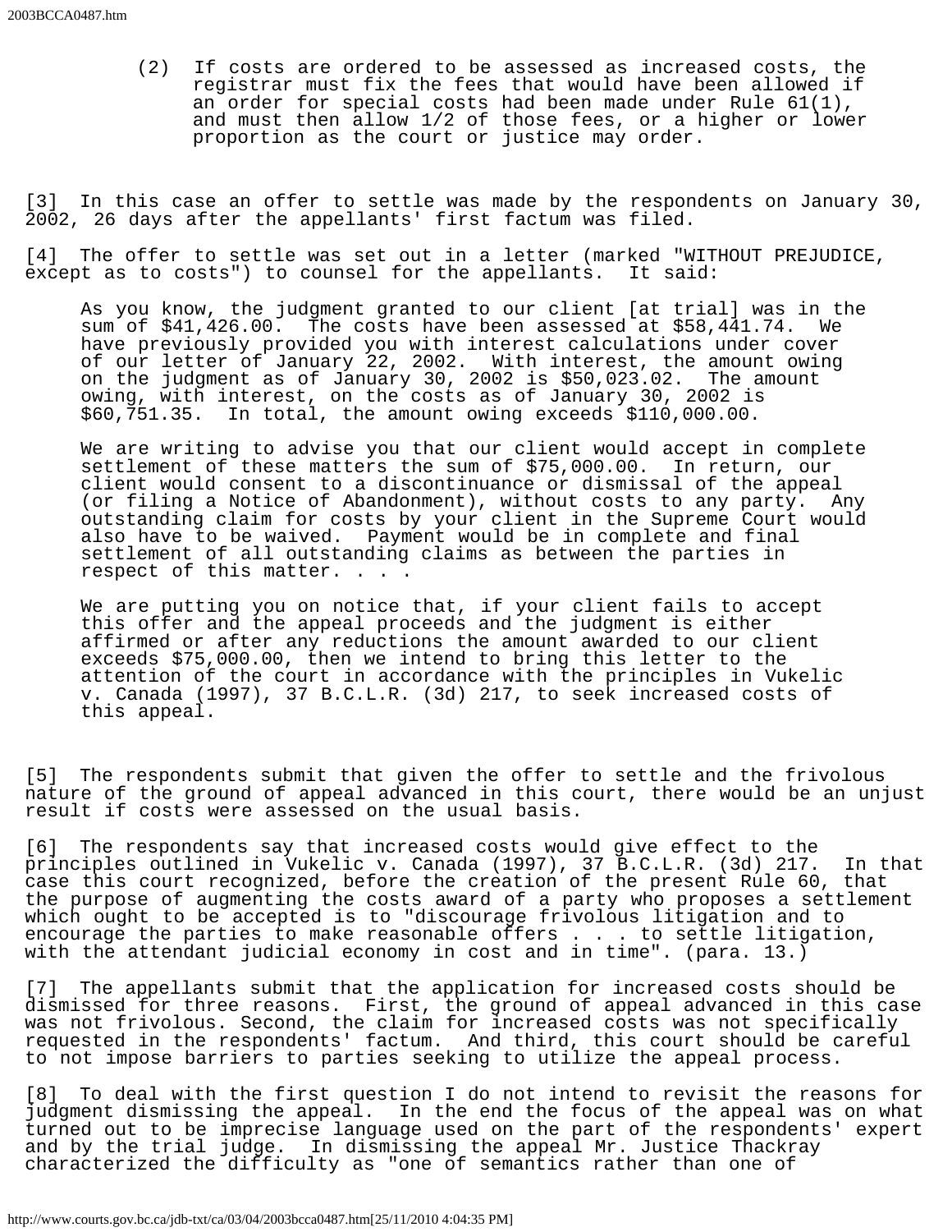(2) If costs are ordered to be assessed as increased costs, the registrar must fix the fees that would have been allowed if an order for special costs had been made under Rule 61(1), and must then allow 1/2 of those fees, or a higher or lower proportion as the court or justice may order.

[3] In this case an offer to settle was made by the respondents on January 30, 2002, 26 days after the appellants' first factum was filed.

[4] The offer to settle was set out in a letter (marked "WITHOUT PREJUDICE, except as to costs") to counsel for the appellants. It said:

> As you know, the judgment granted to our client [at trial] was in the sum of $41,426.00. The costs have been assessed at $58,441.74. We have previously provided you with interest calculations under cover of our letter of January 22, 2002. With interest, the amount owing on the judgment as of January 30, 2002 is $50,023.02. The amount owing, with interest, on the costs as of January 30, 2002 is $60,751.35. In total, the amount owing exceeds $110,000.00.
>
> We are writing to advise you that our client would accept in complete settlement of these matters the sum of $75,000.00. In return, our client would consent to a discontinuance or dismissal of the appeal (or filing a Notice of Abandonment), without costs to any party. Any outstanding claim for costs by your client in the Supreme Court would also have to be waived. Payment would be in complete and final settlement of all outstanding claims as between the parties in respect of this matter. . . .
>
> We are putting you on notice that, if your client fails to accept this offer and the appeal proceeds and the judgment is either affirmed or after any reductions the amount awarded to our client exceeds $75,000.00, then we intend to bring this letter to the attention of the court in accordance with the principles in Vukelic v. Canada (1997), 37 B.C.L.R. (3d) 217, to seek increased costs of this appeal.

[5] The respondents submit that given the offer to settle and the frivolous nature of the ground of appeal advanced in this court, there would be an unjust result if costs were assessed on the usual basis.

[6] The respondents say that increased costs would give effect to the principles outlined in Vukelic v. Canada (1997), 37 B.C.L.R. (3d) 217. In that case this court recognized, before the creation of the present Rule 60, that the purpose of augmenting the costs award of a party who proposes a settlement which ought to be accepted is to "discourage frivolous litigation and to encourage the parties to make reasonable offers . . . to settle litigation, with the attendant judicial economy in cost and in time". (para. 13.)

[7] The appellants submit that the application for increased costs should be dismissed for three reasons. First, the ground of appeal advanced in this case was not frivolous. Second, the claim for increased costs was not specifically requested in the respondents' factum. And third, this court should be careful to not impose barriers to parties seeking to utilize the appeal process.

[8] To deal with the first question I do not intend to revisit the reasons for judgment dismissing the appeal. In the end the focus of the appeal was on what turned out to be imprecise language used on the part of the respondents' expert and by the trial judge. In dismissing the appeal Mr. Justice Thackray characterized the difficulty as "one of semantics rather than one of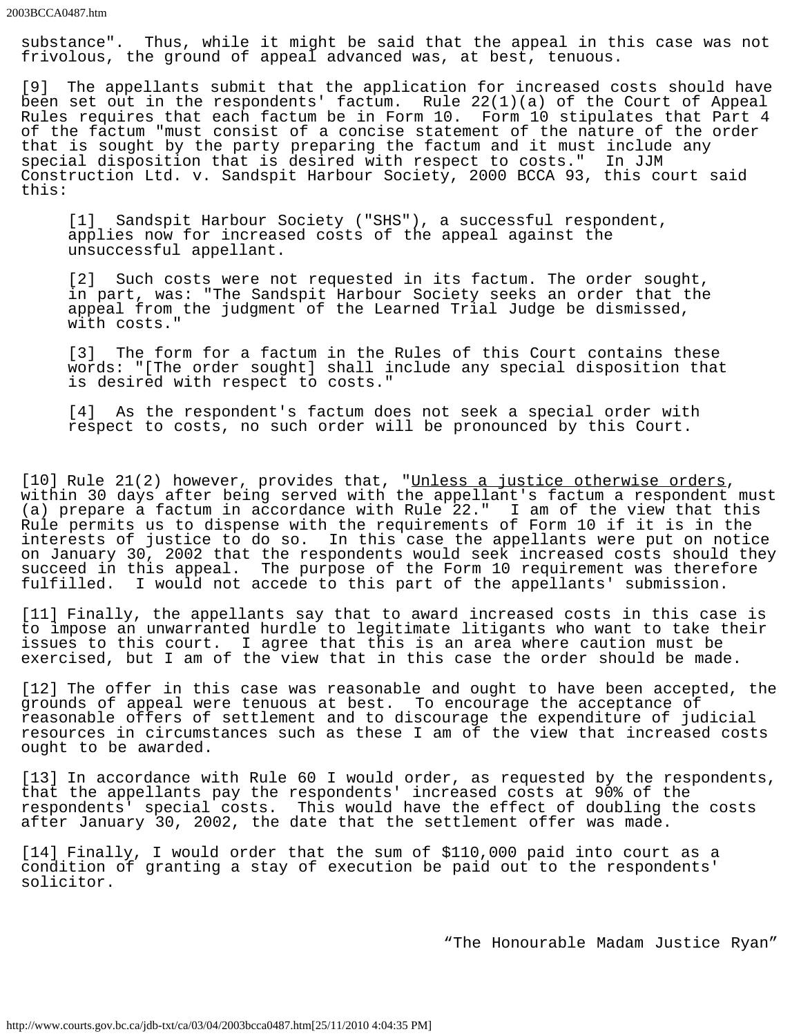substance". Thus, while it might be said that the appeal in this case was not frivolous, the ground of appeal advanced was, at best, tenuous.

[9] The appellants submit that the application for increased costs should have been set out in the respondents' factum. Rule 22(1)(a) of the Court of Appeal Rules requires that each factum be in Form 10. Form 10 stipulates that Part 4 of the factum "must consist of a concise statement of the nature of the order that is sought by the party preparing the factum and it must include any special disposition that is desired with respect to costs." In JJM Construction Ltd. v. Sandspit Harbour Society, 2000 BCCA 93, this court said this:

> [1] Sandspit Harbour Society ("SHS"), a successful respondent, applies now for increased costs of the appeal against the unsuccessful appellant.
>
> [2] Such costs were not requested in its factum. The order sought, in part, was: "The Sandspit Harbour Society seeks an order that the appeal from the judgment of the Learned Trial Judge be dismissed, with costs."
>
> [3] The form for a factum in the Rules of this Court contains these words: "[The order sought] shall include any special disposition that is desired with respect to costs."
>
> [4] As the respondent's factum does not seek a special order with respect to costs, no such order will be pronounced by this Court.

[10] Rule 21(2) however, provides that, "<u>Unless a justice otherwise orders</u>, within 30 days after being served with the appellant's factum a respondent must (a) prepare a factum in accordance with Rule 22." I am of the view that this Rule permits us to dispense with the requirements of Form 10 if it is in the interests of justice to do so. In this case the appellants were put on notice on January 30, 2002 that the respondents would seek increased costs should they succeed in this appeal. The purpose of the Form 10 requirement was therefore fulfilled. I would not accede to this part of the appellants' submission.

[11] Finally, the appellants say that to award increased costs in this case is to impose an unwarranted hurdle to legitimate litigants who want to take their issues to this court. I agree that this is an area where caution must be exercised, but I am of the view that in this case the order should be made.

[12] The offer in this case was reasonable and ought to have been accepted, the grounds of appeal were tenuous at best. To encourage the acceptance of reasonable offers of settlement and to discourage the expenditure of judicial resources in circumstances such as these I am of the view that increased costs ought to be awarded.

[13] In accordance with Rule 60 I would order, as requested by the respondents, that the appellants pay the respondents' increased costs at 90% of the respondents' special costs. This would have the effect of doubling the costs after January 30, 2002, the date that the settlement offer was made.

[14] Finally, I would order that the sum of $110,000 paid into court as a condition of granting a stay of execution be paid out to the respondents' solicitor.

"The Honourable Madam Justice Ryan"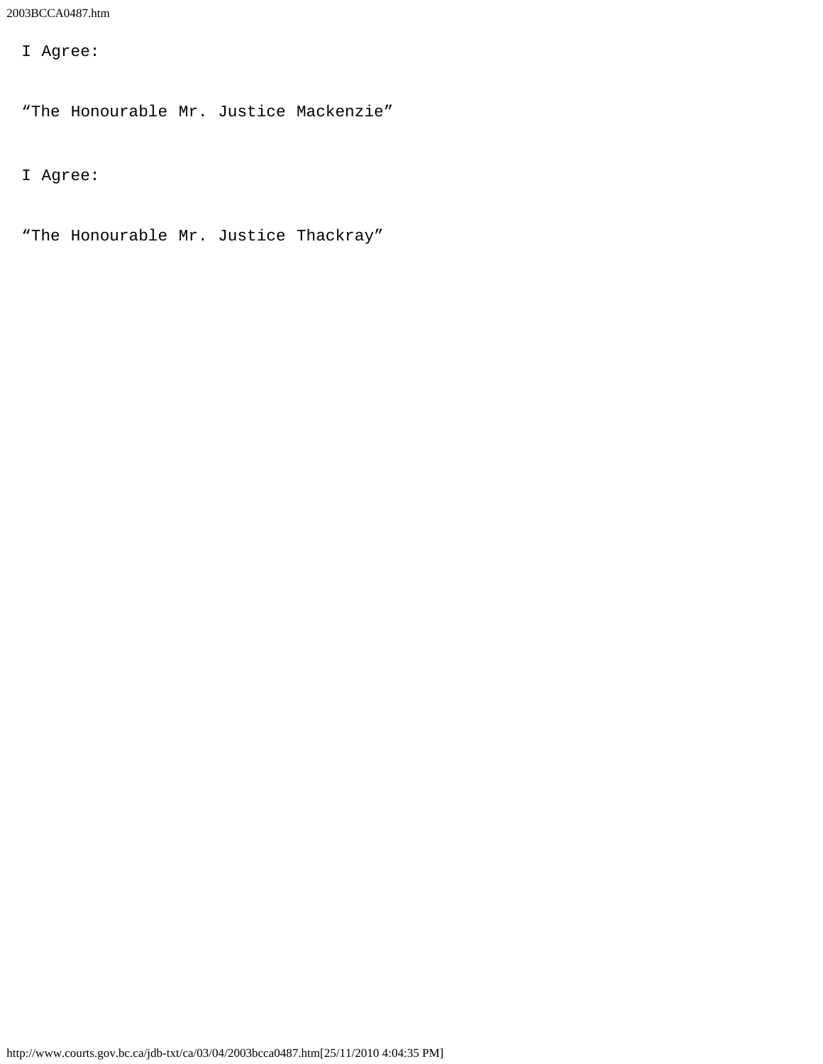I Agree:

“The Honourable Mr. Justice Mackenzie”

I Agree:

“The Honourable Mr. Justice Thackray”